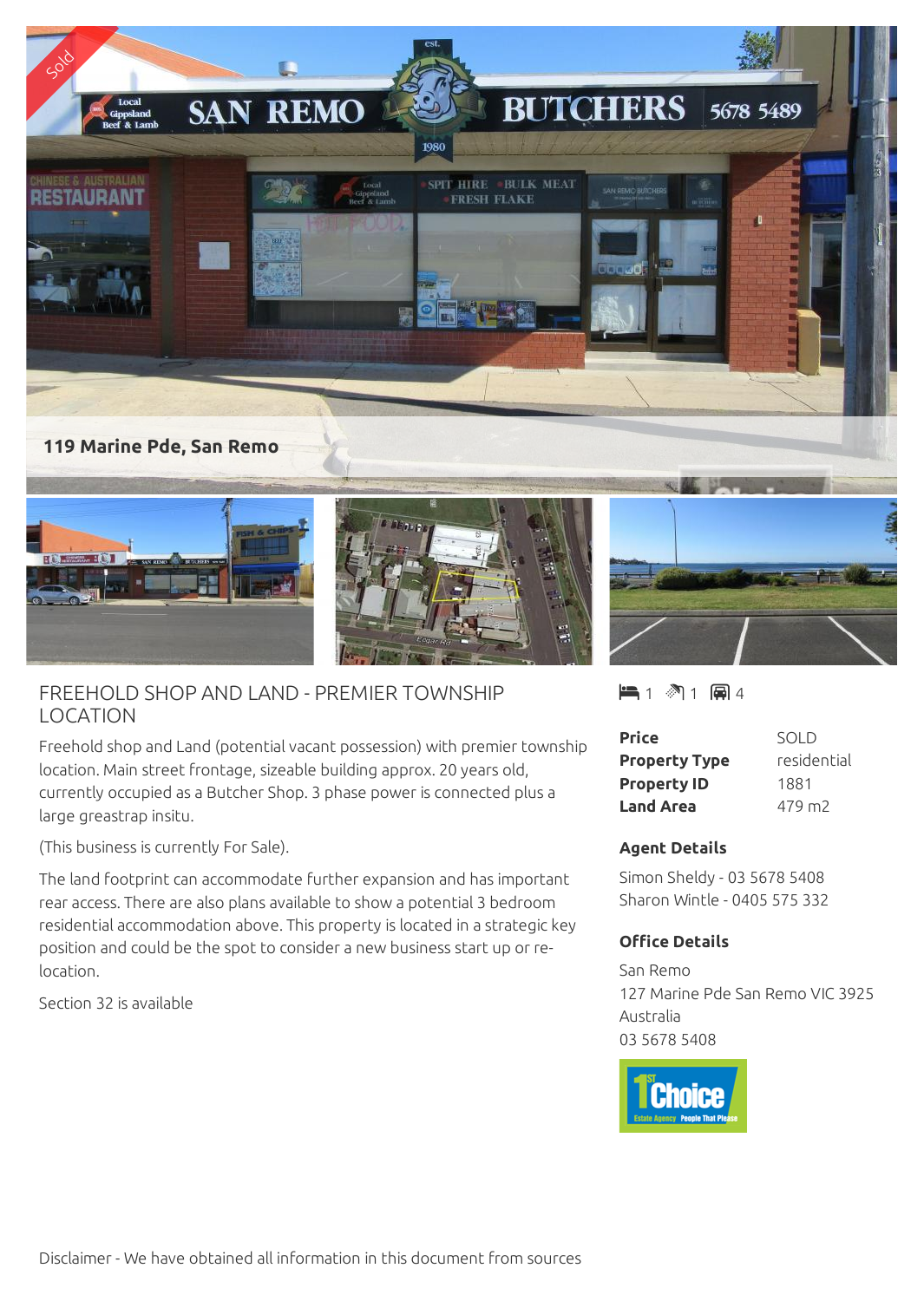**119 Marine Pde, San Remo**

## FREEHOLD SHOP AND LAND - PREMIER TOWNSHIP LOCATION

1 1 4

Freehold shop and Land (potential vacant possession) with premier township location. Main street frontage, sizeable building approx. 20 years old, currently occupied as a Butcher Shop. 3 phase power is connected plus a large greastrap insitu.

(This business is currently For Sale).

The land footprint can accommodate further expansion and has important rear access. There are also plans available to show a potential 3 bedroom residential accommodation above. This property is located in a strategic key position and could be the spot to consider a new business start up or re-location.

Section 32 is available

| | |
|---|---|
| **Price** | SOLD |
| **Property Type** | residential |
| **Property ID** | 1881 |
| **Land Area** | 479 m2 |

### Agent Details

Simon Sheldy - 03 5678 5408
Sharon Wintle - 0405 575 332

### Office Details

San Remo
127 Marine Pde San Remo VIC 3925
Australia
03 5678 5408

Disclaimer - We have obtained all information in this document from sources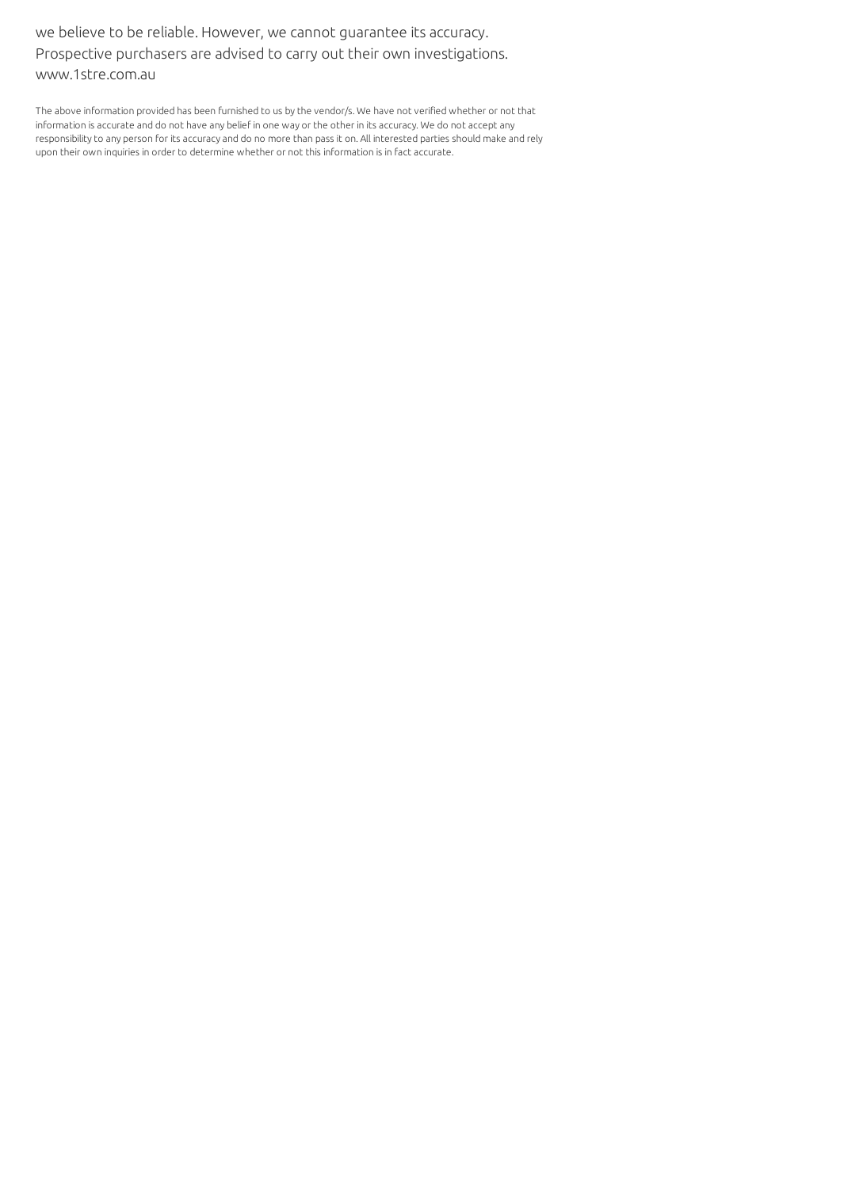we believe to be reliable. However, we cannot guarantee its accuracy. Prospective purchasers are advised to carry out their own investigations. www.1stre.com.au

The above information provided has been furnished to us by the vendor/s. We have not verified whether or not that information is accurate and do not have any belief in one way or the other in its accuracy. We do not accept any responsibility to any person for its accuracy and do no more than pass it on. All interested parties should make and rely upon their own inquiries in order to determine whether or not this information is in fact accurate.